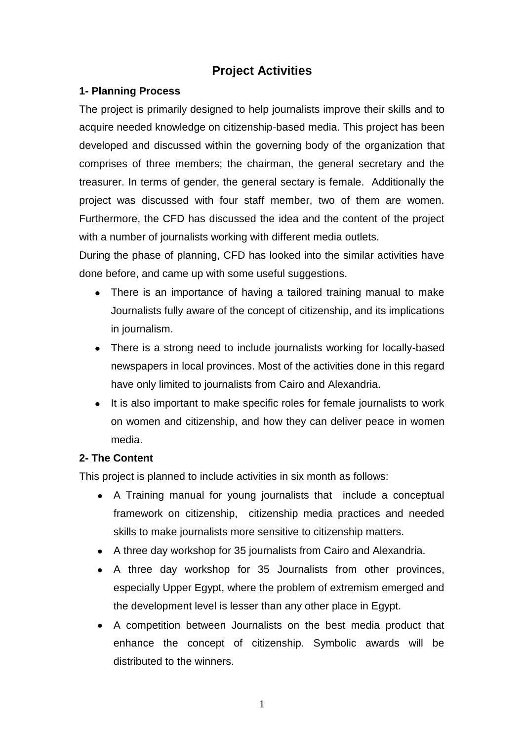# Project Activities

## 1- Planning Process

The project is primarily designed to help journalists improve their skills and to acquire needed knowledge on citizenship-based media. This project has been developed and discussed within the governing body of the organization that comprises of three members; the chairman, the general secretary and the treasurer. In terms of gender, the general sectary is female. Additionally the project was discussed with four staff member, two of them are women. Furthermore, the CFD has discussed the idea and the content of the project with a number of journalists working with different media outlets.

During the phase of planning, CFD has looked into the similar activities have done before, and came up with some useful suggestions.

- There is an importance of having a tailored training manual to make Journalists fully aware of the concept of citizenship, and its implications in journalism.
- There is a strong need to include journalists working for locally-based newspapers in local provinces. Most of the activities done in this regard have only limited to journalists from Cairo and Alexandria.
- It is also important to make specific roles for female journalists to work on women and citizenship, and how they can deliver peace in women media.

## 2- The Content

This project is planned to include activities in six month as follows:

- A Training manual for young journalists that include a conceptual framework on citizenship, citizenship media practices and needed skills to make journalists more sensitive to citizenship matters.
- A three day workshop for 35 journalists from Cairo and Alexandria.
- A three day workshop for 35 Journalists from other provinces, especially Upper Egypt, where the problem of extremism emerged and the development level is lesser than any other place in Egypt.
- A competition between Journalists on the best media product that enhance the concept of citizenship. Symbolic awards will be distributed to the winners.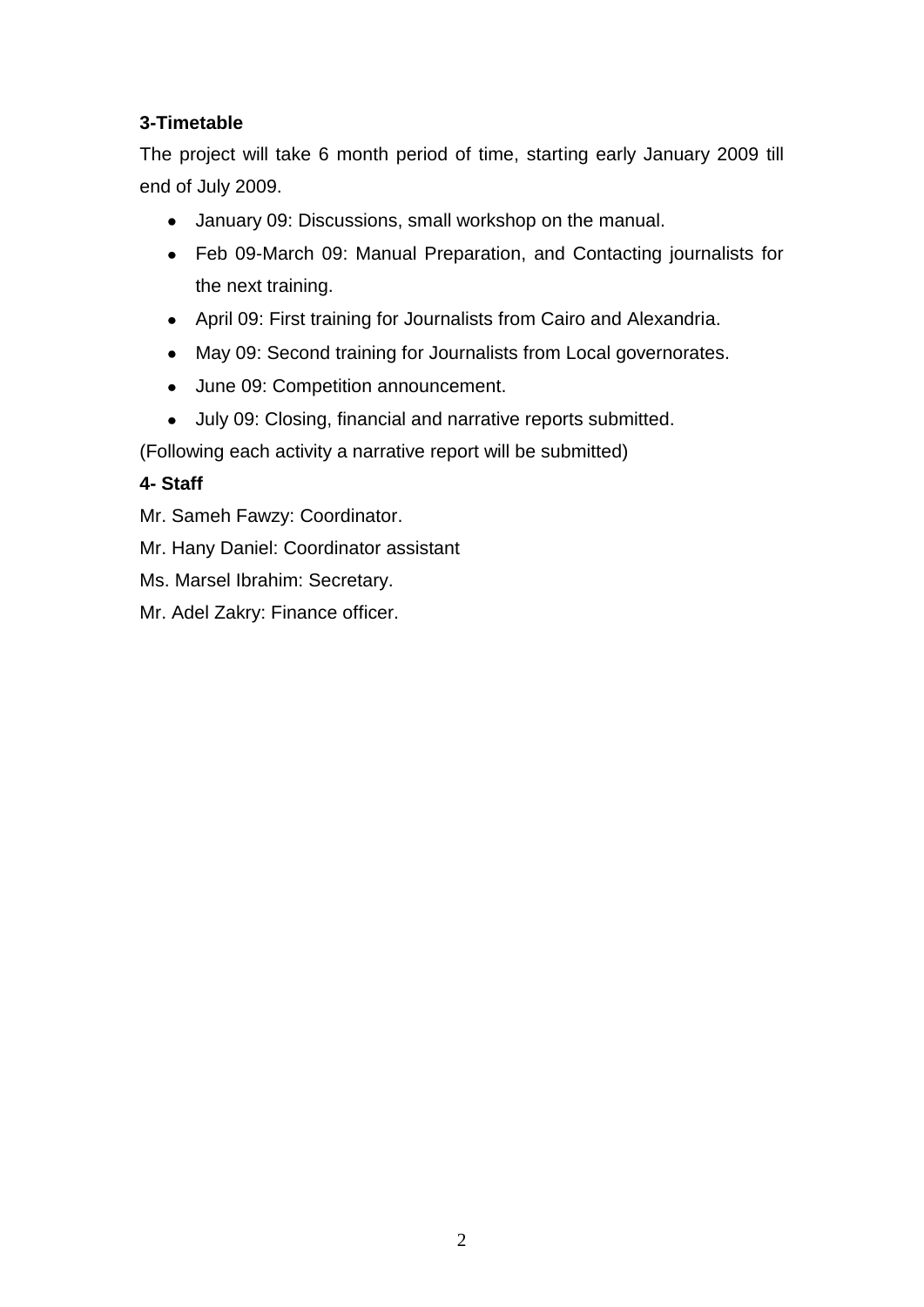**3-Timetable**

The project will take 6 month period of time, starting early January 2009 till end of July 2009.

- January 09: Discussions, small workshop on the manual.
- Feb 09-March 09: Manual Preparation, and Contacting journalists for the next training.
- April 09: First training for Journalists from Cairo and Alexandria.
- May 09: Second training for Journalists from Local governorates.
- June 09: Competition announcement.
- July 09: Closing, financial and narrative reports submitted.

(Following each activity a narrative report will be submitted)

**4- Staff**

Mr. Sameh Fawzy: Coordinator.

Mr. Hany Daniel: Coordinator assistant

Ms. Marsel Ibrahim: Secretary.

Mr. Adel Zakry: Finance officer.